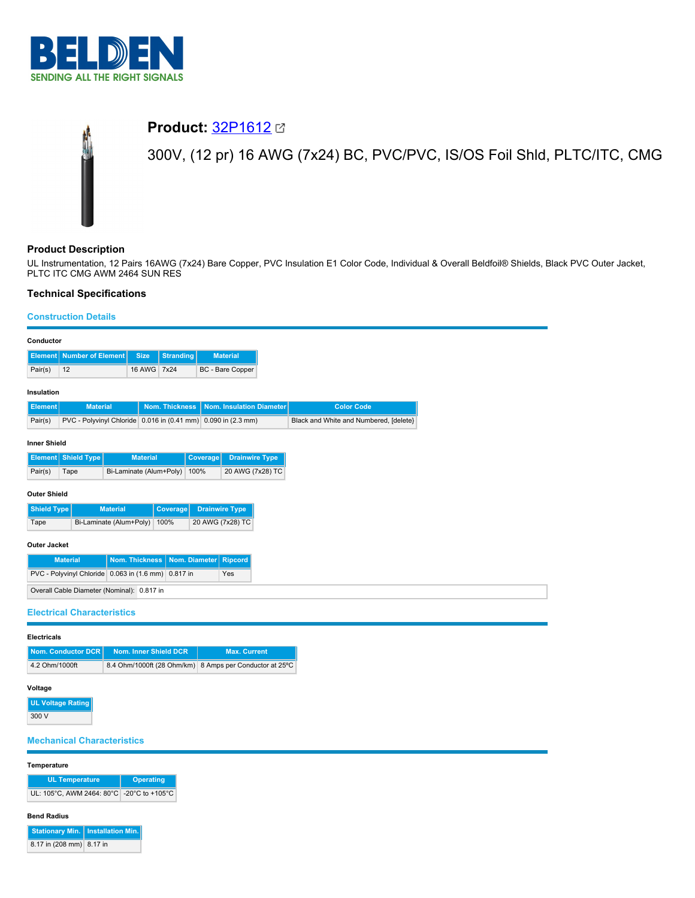# Product: 32P1612

300V, (12 pr) 16 AWG (7x24) BC, PVC/PVC, IS/OS Foil Shld, PLTC/ITC, CMG

## Product Description

UL Instrumentation, 12 Pairs 16AWG (7x24) Bare Copper, PVC Insulation E1 Color Code, Individual & Overall Beldfoil® Shields, Black PVC Outer Jacket, PLTC ITC CMG AWM 2464 SUN RES

## Technical Specifications

### Construction Details

**Conductor**

| Element | Number of Element | Size | Stranding | Material |
|---|---|---|---|---|
| Pair(s) | 12 | 16 AWG | 7x24 | BC - Bare Copper |

**Insulation**

| Element | Material | Nom. Thickness | Nom. Insulation Diameter | Color Code |
|---|---|---|---|---|
| Pair(s) | PVC - Polyvinyl Chloride | 0.016 in (0.41 mm) | 0.090 in (2.3 mm) | Black and White and Numbered, [delete} |

**Inner Shield**

| Element | Shield Type | Material | Coverage | Drainwire Type |
|---|---|---|---|---|
| Pair(s) | Tape | Bi-Laminate (Alum+Poly) | 100% | 20 AWG (7x28) TC |

**Outer Shield**

| Shield Type | Material | Coverage | Drainwire Type |
|---|---|---|---|
| Tape | Bi-Laminate (Alum+Poly) | 100% | 20 AWG (7x28) TC |

**Outer Jacket**

| Material | Nom. Thickness | Nom. Diameter | Ripcord |
|---|---|---|---|
| PVC - Polyvinyl Chloride | 0.063 in (1.6 mm) | 0.817 in | Yes |

| Overall Cable Diameter (Nominal): | 0.817 in |
|---|---|

### Electrical Characteristics

**Electricals**

| Nom. Conductor DCR | Nom. Inner Shield DCR | Max. Current |
|---|---|---|
| 4.2 Ohm/1000ft | 8.4 Ohm/1000ft (28 Ohm/km) | 8 Amps per Conductor at 25ºC |

**Voltage**

| UL Voltage Rating |
|---|
| 300 V |

### Mechanical Characteristics

**Temperature**

| UL Temperature | Operating |
|---|---|
| UL: 105°C, AWM 2464: 80°C | -20°C to +105°C |

**Bend Radius**

| Stationary Min. | Installation Min. |
|---|---|
| 8.17 in (208 mm) | 8.17 in |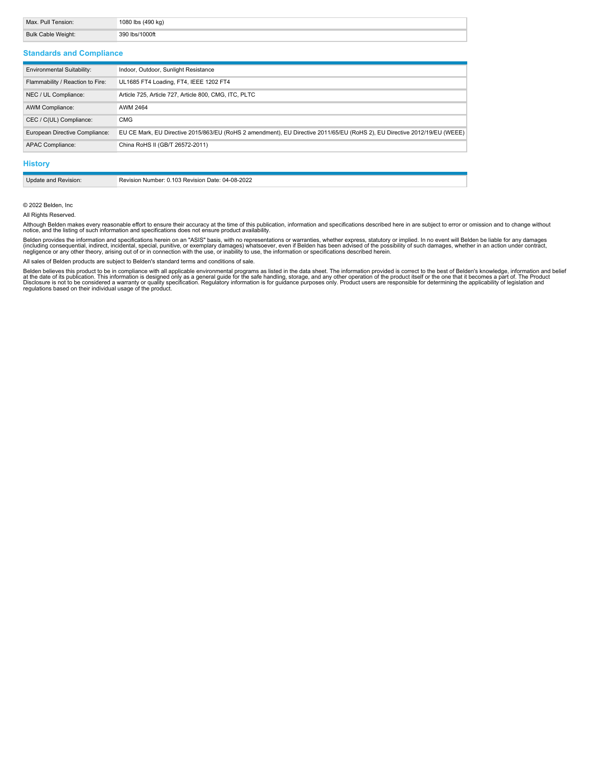| | |
|---|---|
| Max. Pull Tension: | 1080 lbs (490 kg) |
| Bulk Cable Weight: | 390 lbs/1000ft |

## Standards and Compliance

| | |
|---|---|
| Environmental Suitability: | Indoor, Outdoor, Sunlight Resistance |
| Flammability / Reaction to Fire: | UL1685 FT4 Loading, FT4, IEEE 1202 FT4 |
| NEC / UL Compliance: | Article 725, Article 727, Article 800, CMG, ITC, PLTC |
| AWM Compliance: | AWM 2464 |
| CEC / C(UL) Compliance: | CMG |
| European Directive Compliance: | EU CE Mark, EU Directive 2015/863/EU (RoHS 2 amendment), EU Directive 2011/65/EU (RoHS 2), EU Directive 2012/19/EU (WEEE) |
| APAC Compliance: | China RoHS II (GB/T 26572-2011) |

## History

| | |
|---|---|
| Update and Revision: | Revision Number: 0.103 Revision Date: 04-08-2022 |

© 2022 Belden, Inc

All Rights Reserved.

Although Belden makes every reasonable effort to ensure their accuracy at the time of this publication, information and specifications described here in are subject to error or omission and to change without notice, and the listing of such information and specifications does not ensure product availability.

Belden provides the information and specifications herein on an "ASIS" basis, with no representations or warranties, whether express, statutory or implied. In no event will Belden be liable for any damages (including consequential, indirect, incidental, special, punitive, or exemplary damages) whatsoever, even if Belden has been advised of the possibility of such damages, whether in an action under contract, negligence or any other theory, arising out of or in connection with the use, or inability to use, the information or specifications described herein.

All sales of Belden products are subject to Belden's standard terms and conditions of sale.

Belden believes this product to be in compliance with all applicable environmental programs as listed in the data sheet. The information provided is correct to the best of Belden's knowledge, information and belief at the date of its publication. This information is designed only as a general guide for the safe handling, storage, and any other operation of the product itself or the one that it becomes a part of. The Product Disclosure is not to be considered a warranty or quality specification. Regulatory information is for guidance purposes only. Product users are responsible for determining the applicability of legislation and regulations based on their individual usage of the product.